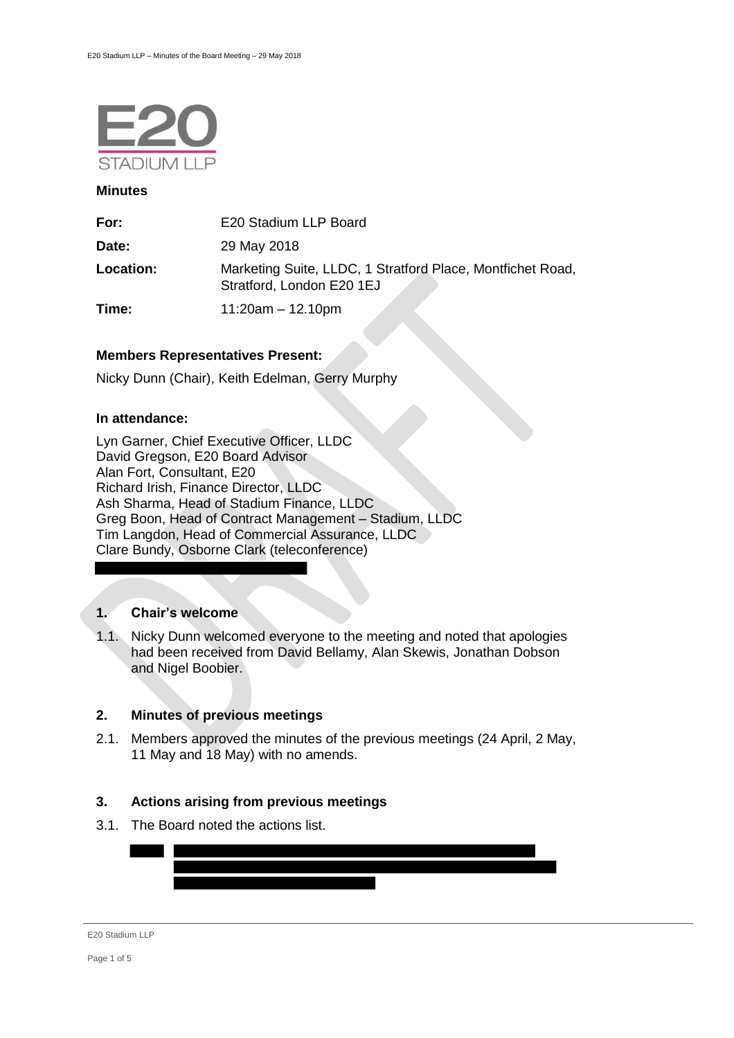**E20 STADIUM LLP**

## Minutes

| | |
|---|---|
| **For:** | E20 Stadium LLP Board |
| **Date:** | 29 May 2018 |
| **Location:** | Marketing Suite, LLDC, 1 Stratford Place, Montfichet Road, Stratford, London E20 1EJ |
| **Time:** | 11:20am – 12.10pm |

### Members Representatives Present:

Nicky Dunn (Chair), Keith Edelman, Gerry Murphy

### In attendance:

Lyn Garner, Chief Executive Officer, LLDC
David Gregson, E20 Board Advisor
Alan Fort, Consultant, E20
Richard Irish, Finance Director, LLDC
Ash Sharma, Head of Stadium Finance, LLDC
Greg Boon, Head of Contract Management – Stadium, LLDC
Tim Langdon, Head of Commercial Assurance, LLDC
Clare Bundy, Osborne Clark (teleconference)

### 1. Chair's welcome

1.1. Nicky Dunn welcomed everyone to the meeting and noted that apologies had been received from David Bellamy, Alan Skewis, Jonathan Dobson and Nigel Boobier.

### 2. Minutes of previous meetings

2.1. Members approved the minutes of the previous meetings (24 April, 2 May, 11 May and 18 May) with no amends.

### 3. Actions arising from previous meetings

3.1. The Board noted the actions list.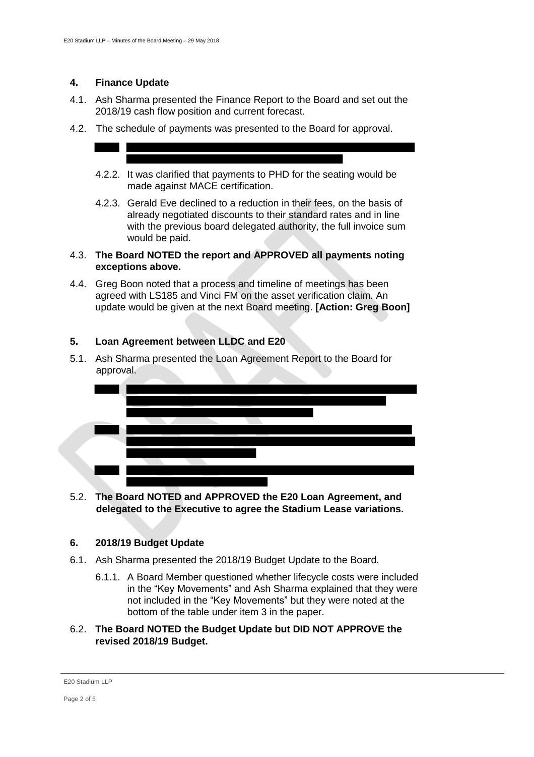## 4. Finance Update

4.1. Ash Sharma presented the Finance Report to the Board and set out the 2018/19 cash flow position and current forecast.

4.2. The schedule of payments was presented to the Board for approval.

4.2.2. It was clarified that payments to PHD for the seating would be made against MACE certification.

4.2.3. Gerald Eve declined to a reduction in their fees, on the basis of already negotiated discounts to their standard rates and in line with the previous board delegated authority, the full invoice sum would be paid.

4.3. **The Board NOTED the report and APPROVED all payments noting exceptions above.**

4.4. Greg Boon noted that a process and timeline of meetings has been agreed with LS185 and Vinci FM on the asset verification claim. An update would be given at the next Board meeting. **[Action: Greg Boon]**

## 5. Loan Agreement between LLDC and E20

5.1. Ash Sharma presented the Loan Agreement Report to the Board for approval.

5.2. **The Board NOTED and APPROVED the E20 Loan Agreement, and delegated to the Executive to agree the Stadium Lease variations.**

## 6. 2018/19 Budget Update

6.1. Ash Sharma presented the 2018/19 Budget Update to the Board.

6.1.1. A Board Member questioned whether lifecycle costs were included in the "Key Movements" and Ash Sharma explained that they were not included in the "Key Movements" but they were noted at the bottom of the table under item 3 in the paper.

6.2. **The Board NOTED the Budget Update but DID NOT APPROVE the revised 2018/19 Budget.**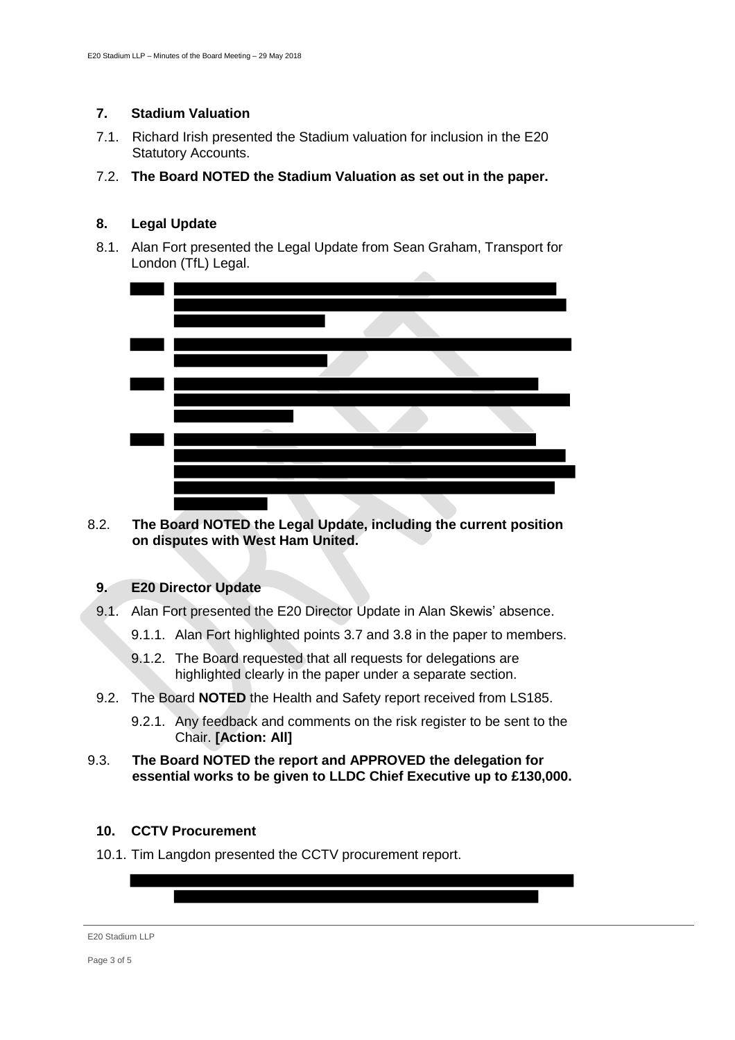## 7. Stadium Valuation

7.1. Richard Irish presented the Stadium valuation for inclusion in the E20 Statutory Accounts.

7.2. **The Board NOTED the Stadium Valuation as set out in the paper.**

## 8. Legal Update

8.1. Alan Fort presented the Legal Update from Sean Graham, Transport for London (TfL) Legal.

8.2. **The Board NOTED the Legal Update, including the current position on disputes with West Ham United.**

## 9. E20 Director Update

9.1. Alan Fort presented the E20 Director Update in Alan Skewis' absence.

9.1.1. Alan Fort highlighted points 3.7 and 3.8 in the paper to members.

9.1.2. The Board requested that all requests for delegations are highlighted clearly in the paper under a separate section.

9.2. The Board **NOTED** the Health and Safety report received from LS185.

9.2.1. Any feedback and comments on the risk register to be sent to the Chair. **[Action: All]**

9.3. **The Board NOTED the report and APPROVED the delegation for essential works to be given to LLDC Chief Executive up to £130,000.**

## 10. CCTV Procurement

10.1. Tim Langdon presented the CCTV procurement report.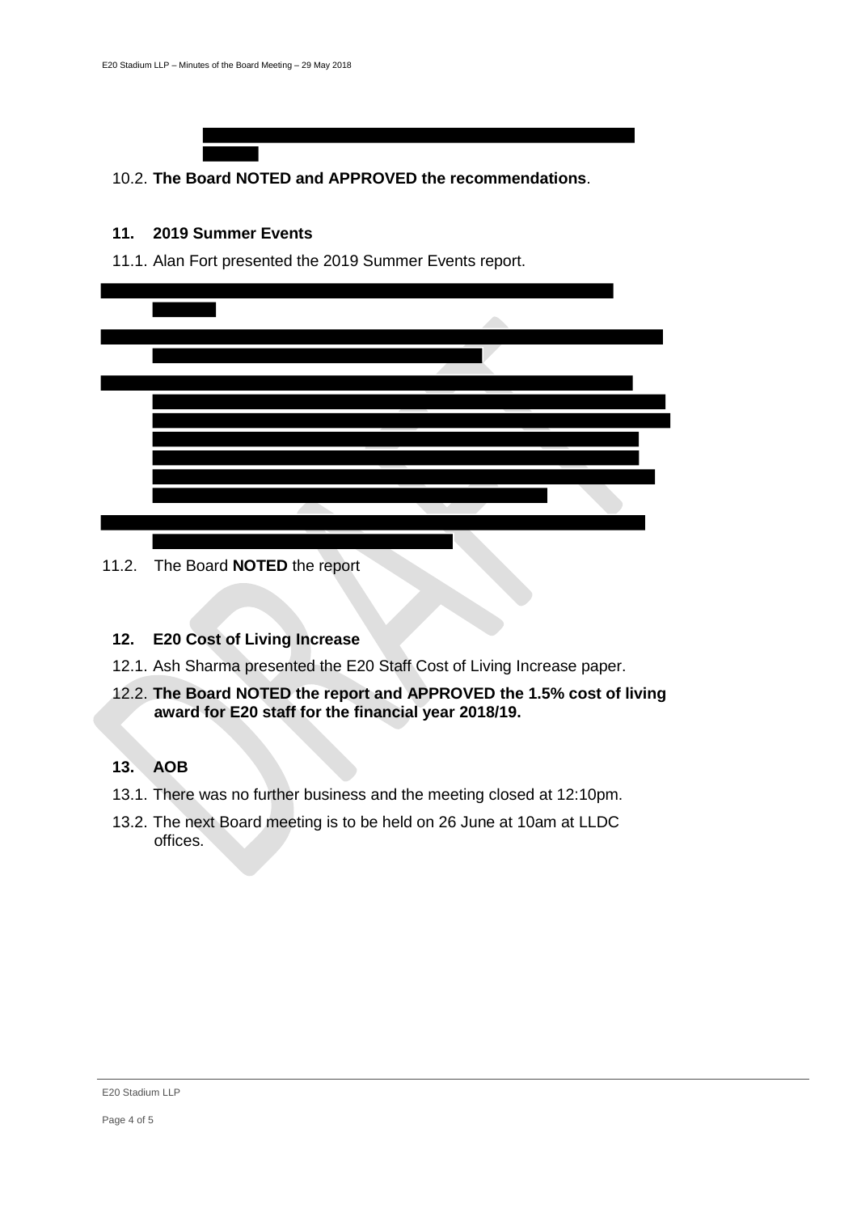10.2. **The Board NOTED and APPROVED the recommendations**.

**11. 2019 Summer Events**

11.1. Alan Fort presented the 2019 Summer Events report.

11.2. The Board **NOTED** the report

**12. E20 Cost of Living Increase**

12.1. Ash Sharma presented the E20 Staff Cost of Living Increase paper.

12.2. **The Board NOTED the report and APPROVED the 1.5% cost of living award for E20 staff for the financial year 2018/19.**

**13. AOB**

13.1. There was no further business and the meeting closed at 12:10pm.

13.2. The next Board meeting is to be held on 26 June at 10am at LLDC offices.